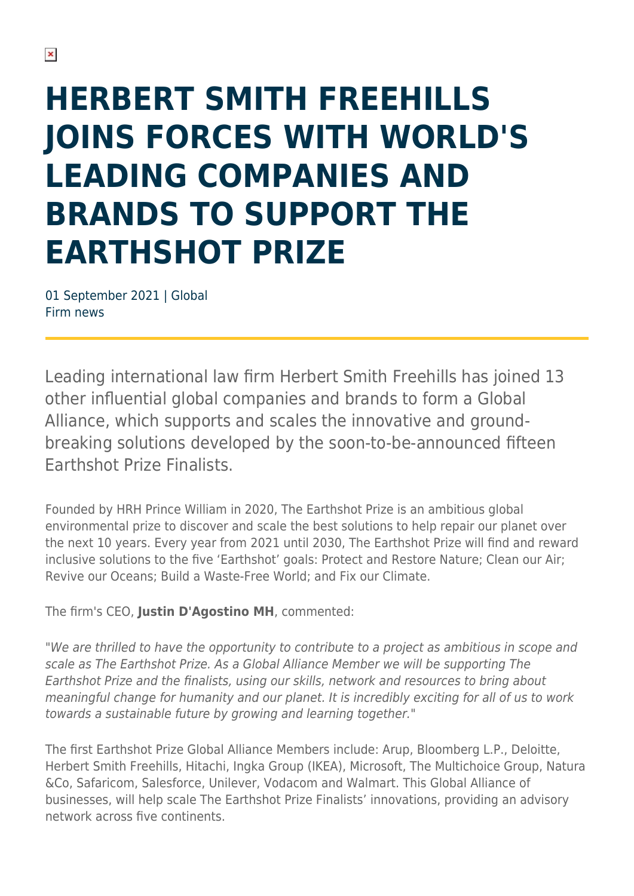# HERBERT SMITH FREEHILLS JOINS FORCES WITH WORLD'S LEADING COMPANIES AND BRANDS TO SUPPORT THE EARTHSHOT PRIZE

01 September 2021 | Global
Firm news

Leading international law firm Herbert Smith Freehills has joined 13 other influential global companies and brands to form a Global Alliance, which supports and scales the innovative and ground-breaking solutions developed by the soon-to-be-announced fifteen Earthshot Prize Finalists.

Founded by HRH Prince William in 2020, The Earthshot Prize is an ambitious global environmental prize to discover and scale the best solutions to help repair our planet over the next 10 years. Every year from 2021 until 2030, The Earthshot Prize will find and reward inclusive solutions to the five 'Earthshot' goals: Protect and Restore Nature; Clean our Air; Revive our Oceans; Build a Waste-Free World; and Fix our Climate.

The firm's CEO, **Justin D'Agostino MH**, commented:

"*We are thrilled to have the opportunity to contribute to a project as ambitious in scope and scale as The Earthshot Prize. As a Global Alliance Member we will be supporting The Earthshot Prize and the finalists, using our skills, network and resources to bring about meaningful change for humanity and our planet. It is incredibly exciting for all of us to work towards a sustainable future by growing and learning together.*"

The first Earthshot Prize Global Alliance Members include: Arup, Bloomberg L.P., Deloitte, Herbert Smith Freehills, Hitachi, Ingka Group (IKEA), Microsoft, The Multichoice Group, Natura &Co, Safaricom, Salesforce, Unilever, Vodacom and Walmart. This Global Alliance of businesses, will help scale The Earthshot Prize Finalists' innovations, providing an advisory network across five continents.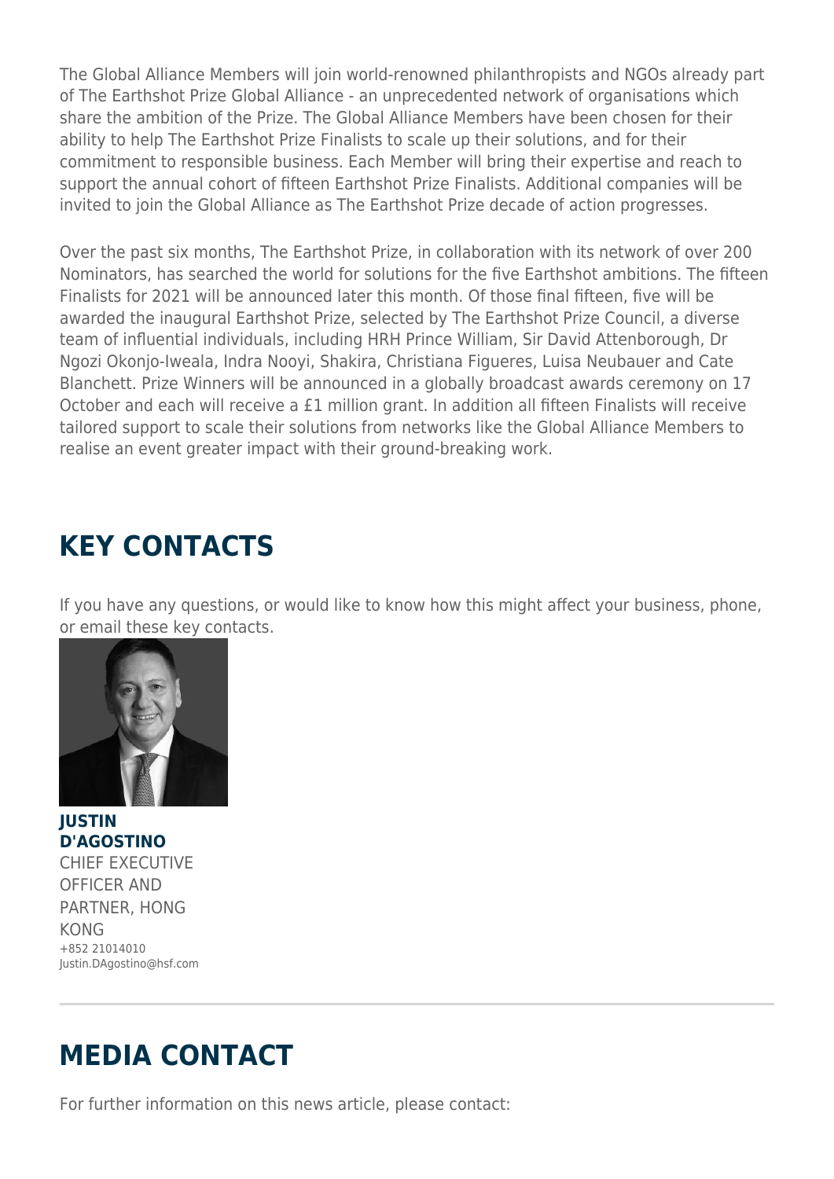The Global Alliance Members will join world-renowned philanthropists and NGOs already part of The Earthshot Prize Global Alliance - an unprecedented network of organisations which share the ambition of the Prize. The Global Alliance Members have been chosen for their ability to help The Earthshot Prize Finalists to scale up their solutions, and for their commitment to responsible business. Each Member will bring their expertise and reach to support the annual cohort of fifteen Earthshot Prize Finalists. Additional companies will be invited to join the Global Alliance as The Earthshot Prize decade of action progresses.

Over the past six months, The Earthshot Prize, in collaboration with its network of over 200 Nominators, has searched the world for solutions for the five Earthshot ambitions. The fifteen Finalists for 2021 will be announced later this month. Of those final fifteen, five will be awarded the inaugural Earthshot Prize, selected by The Earthshot Prize Council, a diverse team of influential individuals, including HRH Prince William, Sir David Attenborough, Dr Ngozi Okonjo-Iweala, Indra Nooyi, Shakira, Christiana Figueres, Luisa Neubauer and Cate Blanchett. Prize Winners will be announced in a globally broadcast awards ceremony on 17 October and each will receive a £1 million grant. In addition all fifteen Finalists will receive tailored support to scale their solutions from networks like the Global Alliance Members to realise an event greater impact with their ground-breaking work.

## KEY CONTACTS

If you have any questions, or would like to know how this might affect your business, phone, or email these key contacts.

**JUSTIN D'AGOSTINO**
CHIEF EXECUTIVE OFFICER AND PARTNER, HONG KONG
+852 21014010
Justin.DAgostino@hsf.com

---

## MEDIA CONTACT

For further information on this news article, please contact: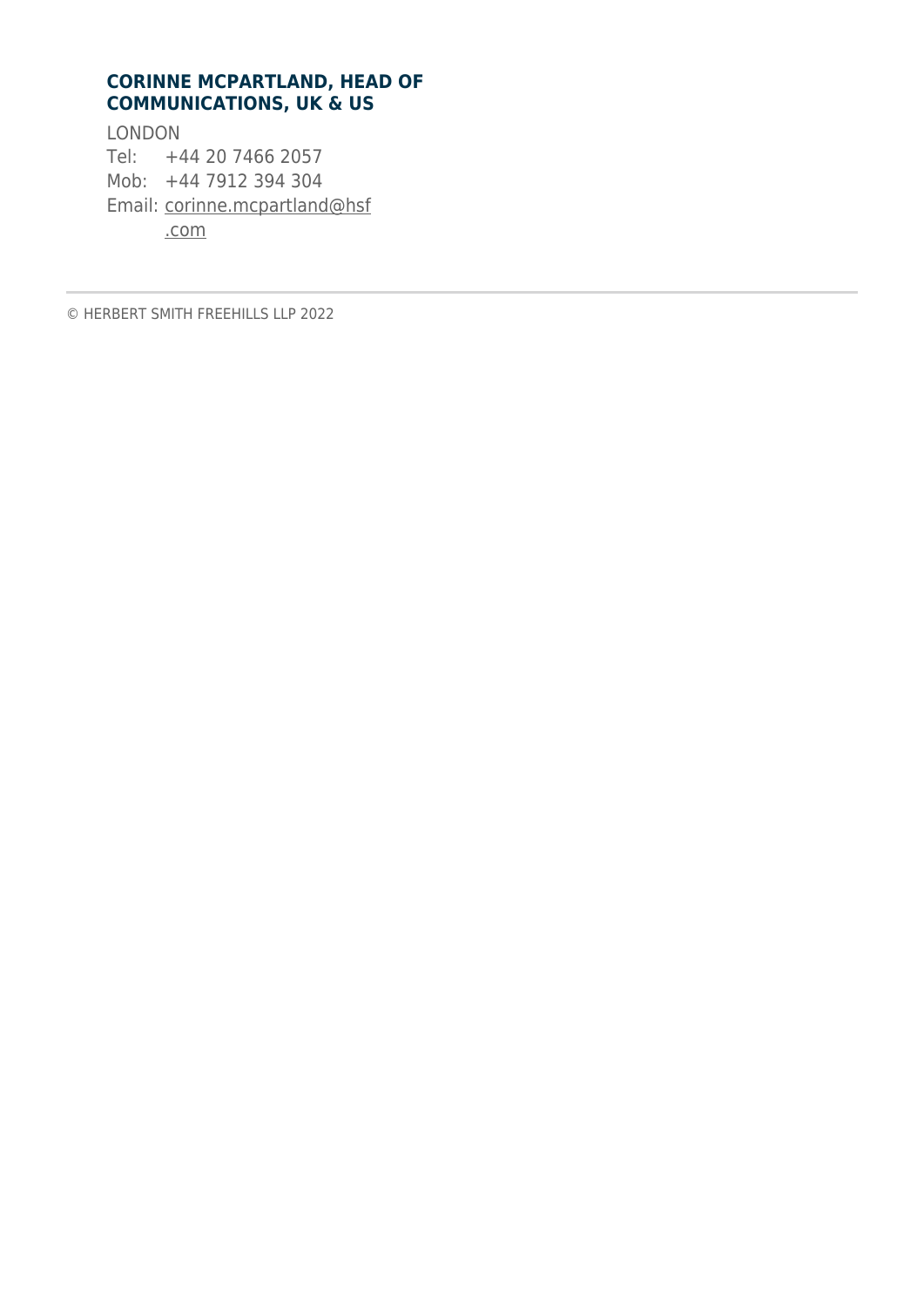**CORINNE MCPARTLAND, HEAD OF COMMUNICATIONS, UK & US**

LONDON
Tel: +44 20 7466 2057
Mob: +44 7912 394 304
Email: corinne.mcpartland@hsf.com

---

© HERBERT SMITH FREEHILLS LLP 2022